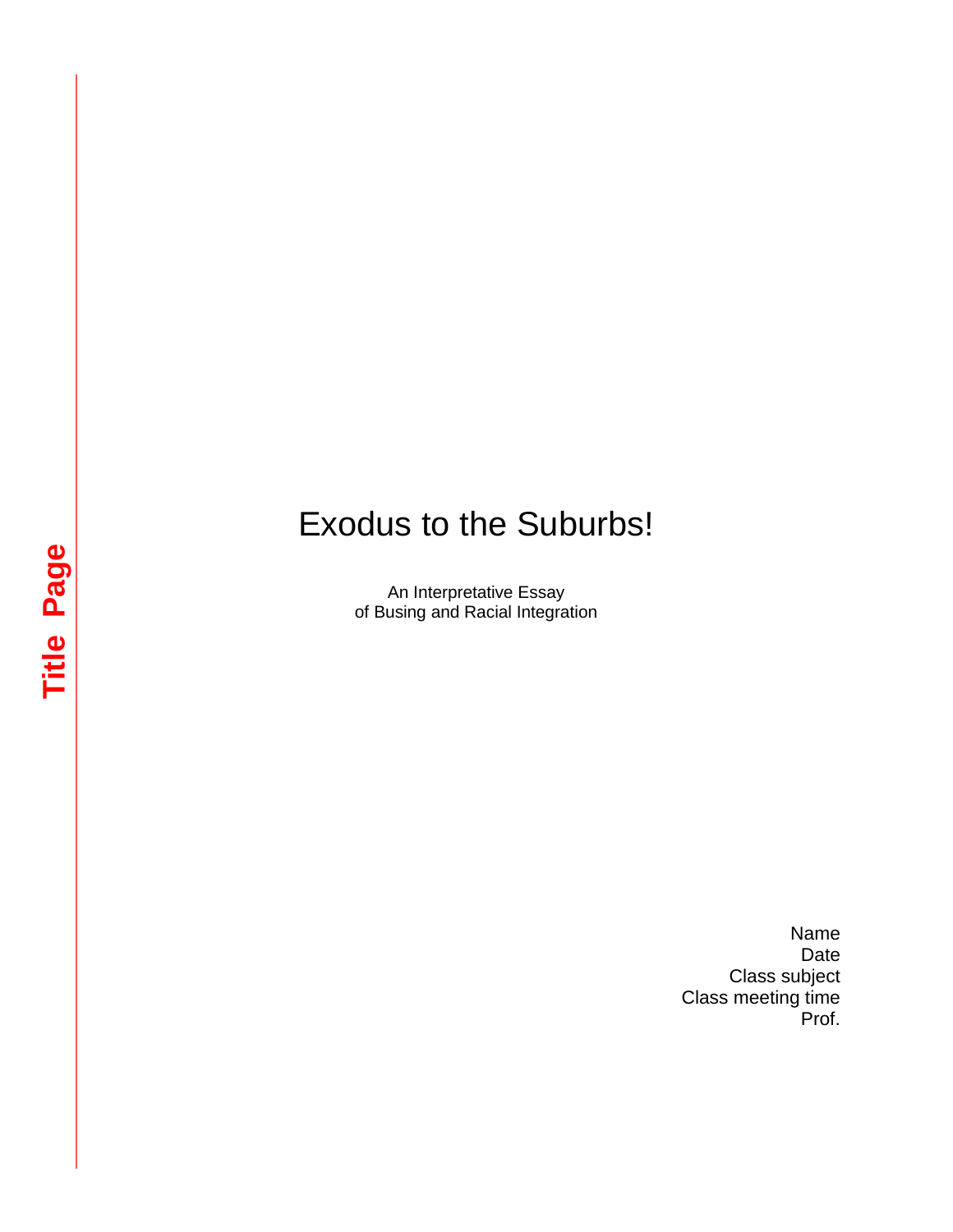Title Page

# Exodus to the Suburbs!

An Interpretative Essay
of Busing and Racial Integration

Name
Date
Class subject
Class meeting time
Prof.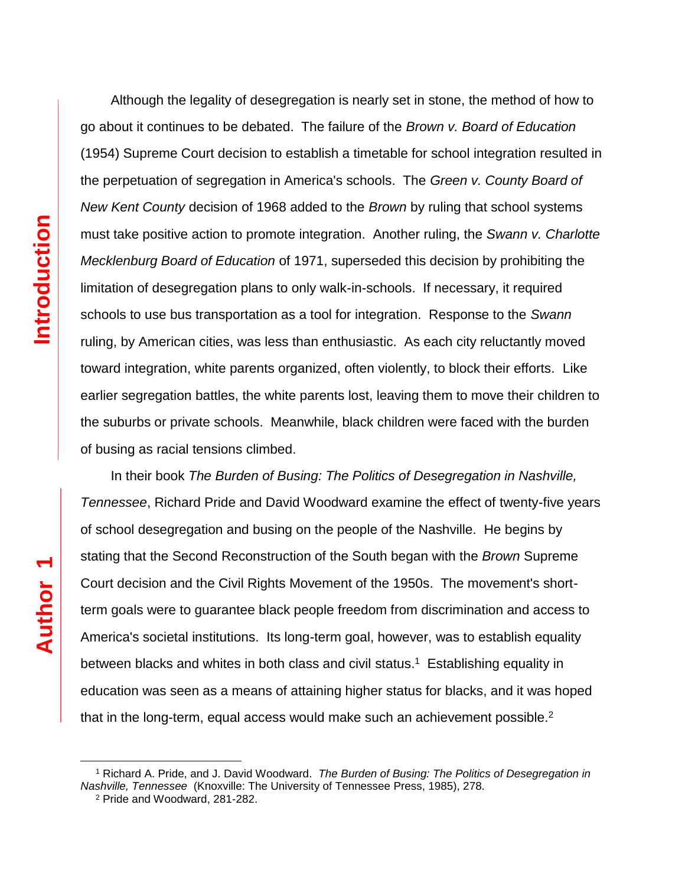Although the legality of desegregation is nearly set in stone, the method of how to go about it continues to be debated. The failure of the *Brown v. Board of Education* (1954) Supreme Court decision to establish a timetable for school integration resulted in the perpetuation of segregation in America's schools. The *Green v. County Board of New Kent County* decision of 1968 added to the *Brown* by ruling that school systems must take positive action to promote integration. Another ruling, the *Swann v. Charlotte Mecklenburg Board of Education* of 1971, superseded this decision by prohibiting the limitation of desegregation plans to only walk-in-schools. If necessary, it required schools to use bus transportation as a tool for integration. Response to the *Swann* ruling, by American cities, was less than enthusiastic. As each city reluctantly moved toward integration, white parents organized, often violently, to block their efforts. Like earlier segregation battles, the white parents lost, leaving them to move their children to the suburbs or private schools. Meanwhile, black children were faced with the burden of busing as racial tensions climbed.

In their book *The Burden of Busing: The Politics of Desegregation in Nashville, Tennessee*, Richard Pride and David Woodward examine the effect of twenty-five years of school desegregation and busing on the people of the Nashville. He begins by stating that the Second Reconstruction of the South began with the *Brown* Supreme Court decision and the Civil Rights Movement of the 1950s. The movement's short-term goals were to guarantee black people freedom from discrimination and access to America's societal institutions. Its long-term goal, however, was to establish equality between blacks and whites in both class and civil status.[1] Establishing equality in education was seen as a means of attaining higher status for blacks, and it was hoped that in the long-term, equal access would make such an achievement possible.[2]

---

[1] Richard A. Pride, and J. David Woodward. *The Burden of Busing: The Politics of Desegregation in Nashville, Tennessee* (Knoxville: The University of Tennessee Press, 1985), 278.

[2] Pride and Woodward, 281-282.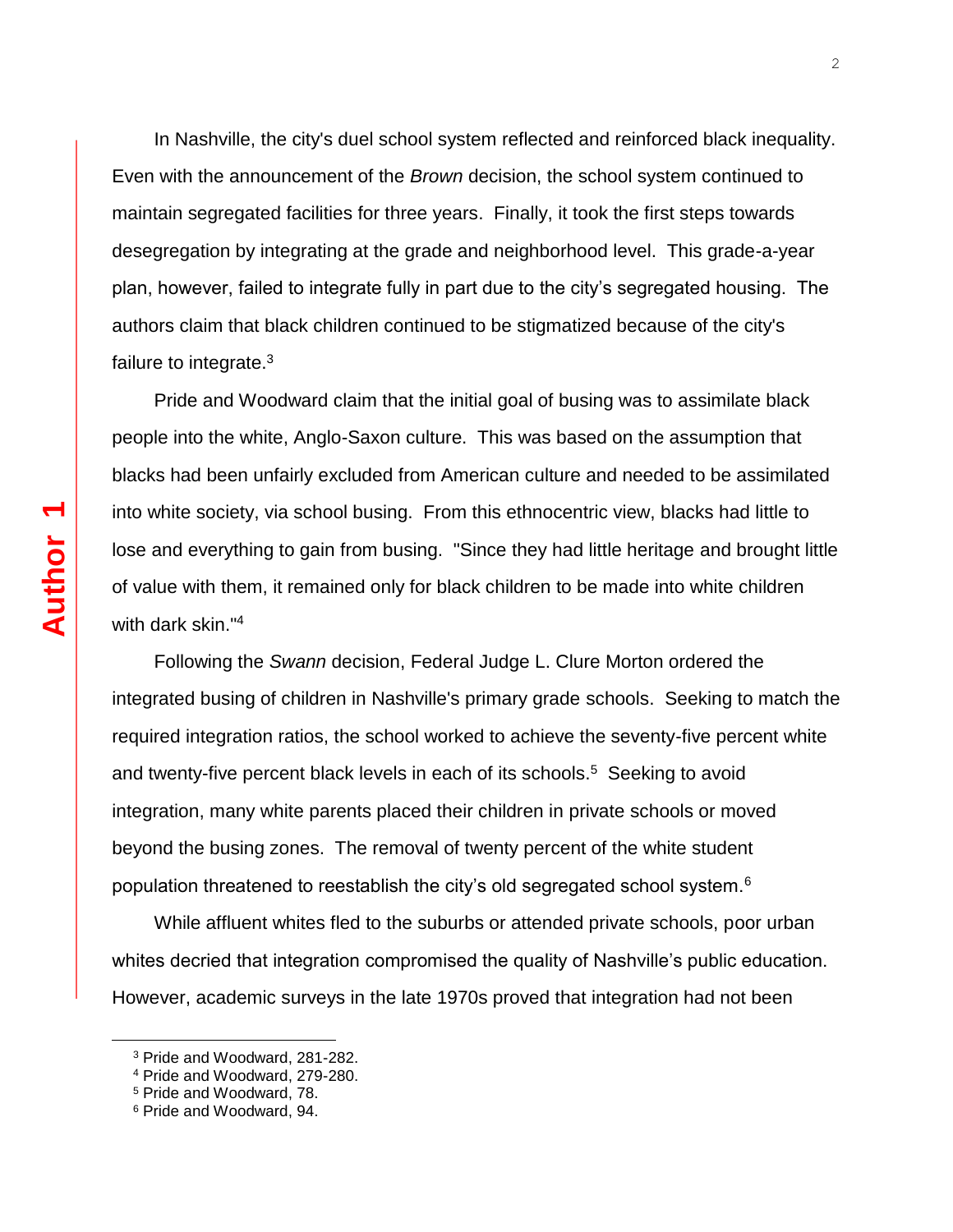In Nashville, the city's duel school system reflected and reinforced black inequality. Even with the announcement of the *Brown* decision, the school system continued to maintain segregated facilities for three years. Finally, it took the first steps towards desegregation by integrating at the grade and neighborhood level. This grade-a-year plan, however, failed to integrate fully in part due to the city's segregated housing. The authors claim that black children continued to be stigmatized because of the city's failure to integrate.[3]

Pride and Woodward claim that the initial goal of busing was to assimilate black people into the white, Anglo-Saxon culture. This was based on the assumption that blacks had been unfairly excluded from American culture and needed to be assimilated into white society, via school busing. From this ethnocentric view, blacks had little to lose and everything to gain from busing. "Since they had little heritage and brought little of value with them, it remained only for black children to be made into white children with dark skin."[4]

Following the *Swann* decision, Federal Judge L. Clure Morton ordered the integrated busing of children in Nashville's primary grade schools. Seeking to match the required integration ratios, the school worked to achieve the seventy-five percent white and twenty-five percent black levels in each of its schools.[5] Seeking to avoid integration, many white parents placed their children in private schools or moved beyond the busing zones. The removal of twenty percent of the white student population threatened to reestablish the city's old segregated school system.[6]

While affluent whites fled to the suburbs or attended private schools, poor urban whites decried that integration compromised the quality of Nashville's public education. However, academic surveys in the late 1970s proved that integration had not been

---

[3] Pride and Woodward, 281-282.

[4] Pride and Woodward, 279-280.

[5] Pride and Woodward, 78.

[6] Pride and Woodward, 94.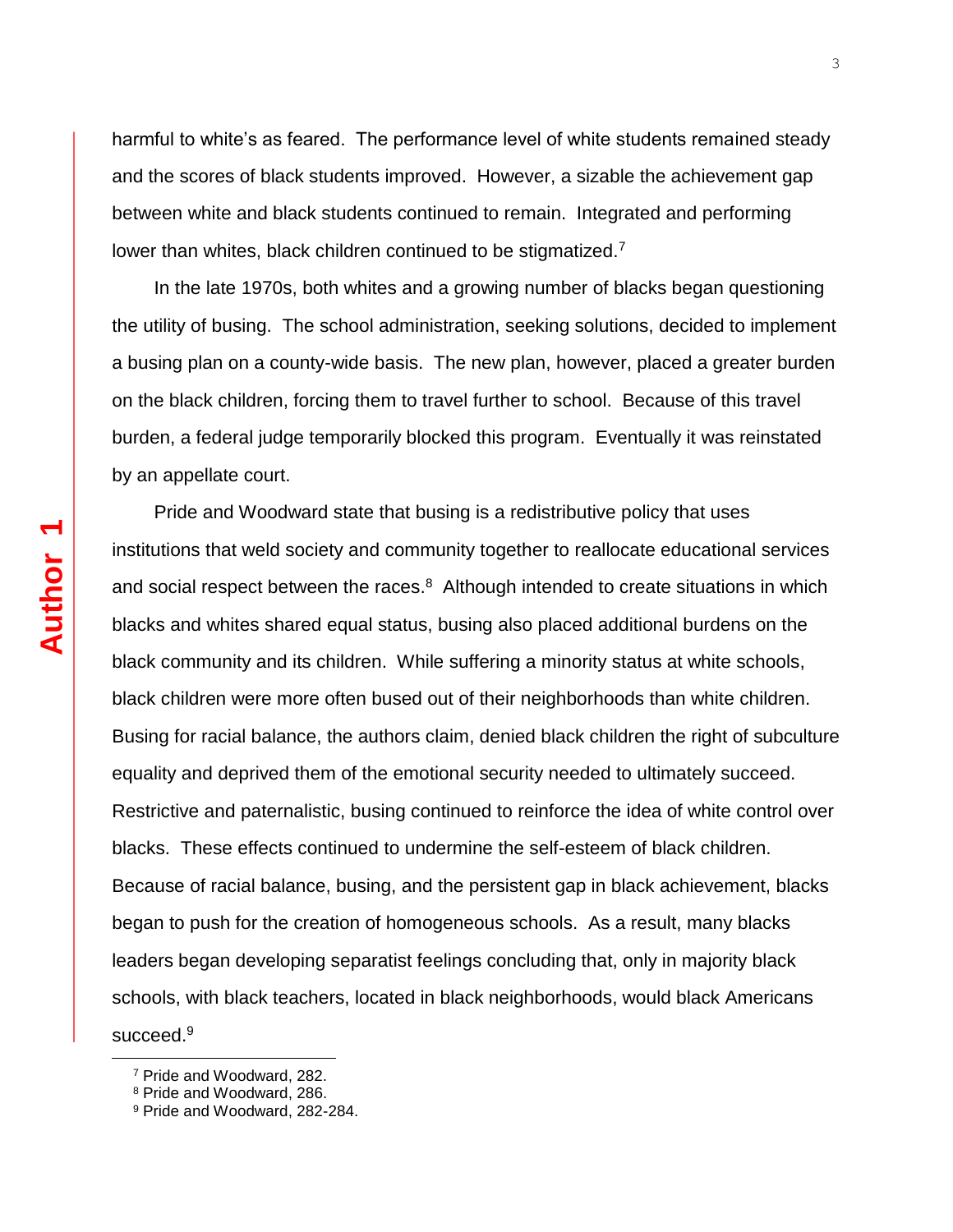harmful to white's as feared. The performance level of white students remained steady and the scores of black students improved. However, a sizable the achievement gap between white and black students continued to remain. Integrated and performing lower than whites, black children continued to be stigmatized.[7]

In the late 1970s, both whites and a growing number of blacks began questioning the utility of busing. The school administration, seeking solutions, decided to implement a busing plan on a county-wide basis. The new plan, however, placed a greater burden on the black children, forcing them to travel further to school. Because of this travel burden, a federal judge temporarily blocked this program. Eventually it was reinstated by an appellate court.

Pride and Woodward state that busing is a redistributive policy that uses institutions that weld society and community together to reallocate educational services and social respect between the races.[8] Although intended to create situations in which blacks and whites shared equal status, busing also placed additional burdens on the black community and its children. While suffering a minority status at white schools, black children were more often bused out of their neighborhoods than white children. Busing for racial balance, the authors claim, denied black children the right of subculture equality and deprived them of the emotional security needed to ultimately succeed. Restrictive and paternalistic, busing continued to reinforce the idea of white control over blacks. These effects continued to undermine the self-esteem of black children. Because of racial balance, busing, and the persistent gap in black achievement, blacks began to push for the creation of homogeneous schools. As a result, many blacks leaders began developing separatist feelings concluding that, only in majority black schools, with black teachers, located in black neighborhoods, would black Americans succeed.[9]

---

[7] Pride and Woodward, 282.
[8] Pride and Woodward, 286.
[9] Pride and Woodward, 282-284.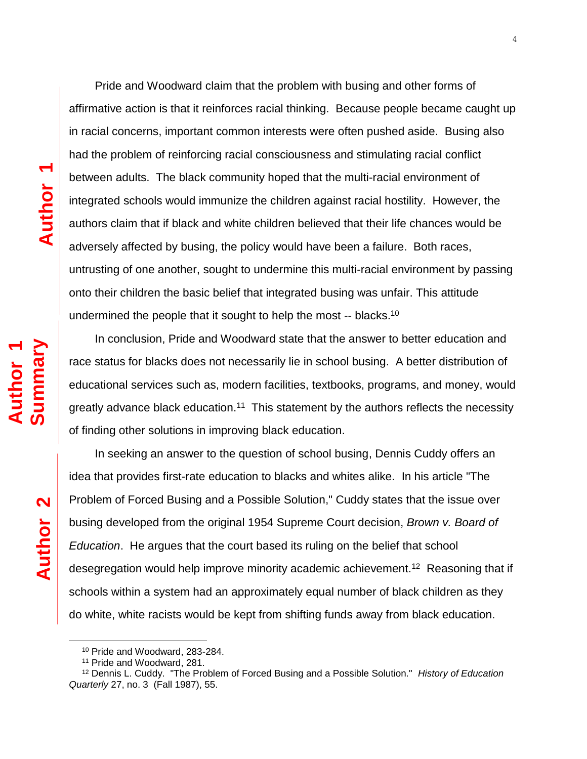Pride and Woodward claim that the problem with busing and other forms of affirmative action is that it reinforces racial thinking. Because people became caught up in racial concerns, important common interests were often pushed aside. Busing also had the problem of reinforcing racial consciousness and stimulating racial conflict between adults. The black community hoped that the multi-racial environment of integrated schools would immunize the children against racial hostility. However, the authors claim that if black and white children believed that their life chances would be adversely affected by busing, the policy would have been a failure. Both races, untrusting of one another, sought to undermine this multi-racial environment by passing onto their children the basic belief that integrated busing was unfair. This attitude undermined the people that it sought to help the most -- blacks.[10]

In conclusion, Pride and Woodward state that the answer to better education and race status for blacks does not necessarily lie in school busing. A better distribution of educational services such as, modern facilities, textbooks, programs, and money, would greatly advance black education.[11] This statement by the authors reflects the necessity of finding other solutions in improving black education.

In seeking an answer to the question of school busing, Dennis Cuddy offers an idea that provides first-rate education to blacks and whites alike. In his article "The Problem of Forced Busing and a Possible Solution," Cuddy states that the issue over busing developed from the original 1954 Supreme Court decision, *Brown v. Board of Education*. He argues that the court based its ruling on the belief that school desegregation would help improve minority academic achievement.[12] Reasoning that if schools within a system had an approximately equal number of black children as they do white, white racists would be kept from shifting funds away from black education.

---

[10] Pride and Woodward, 283-284.

[11] Pride and Woodward, 281.

[12] Dennis L. Cuddy. "The Problem of Forced Busing and a Possible Solution." *History of Education Quarterly* 27, no. 3 (Fall 1987), 55.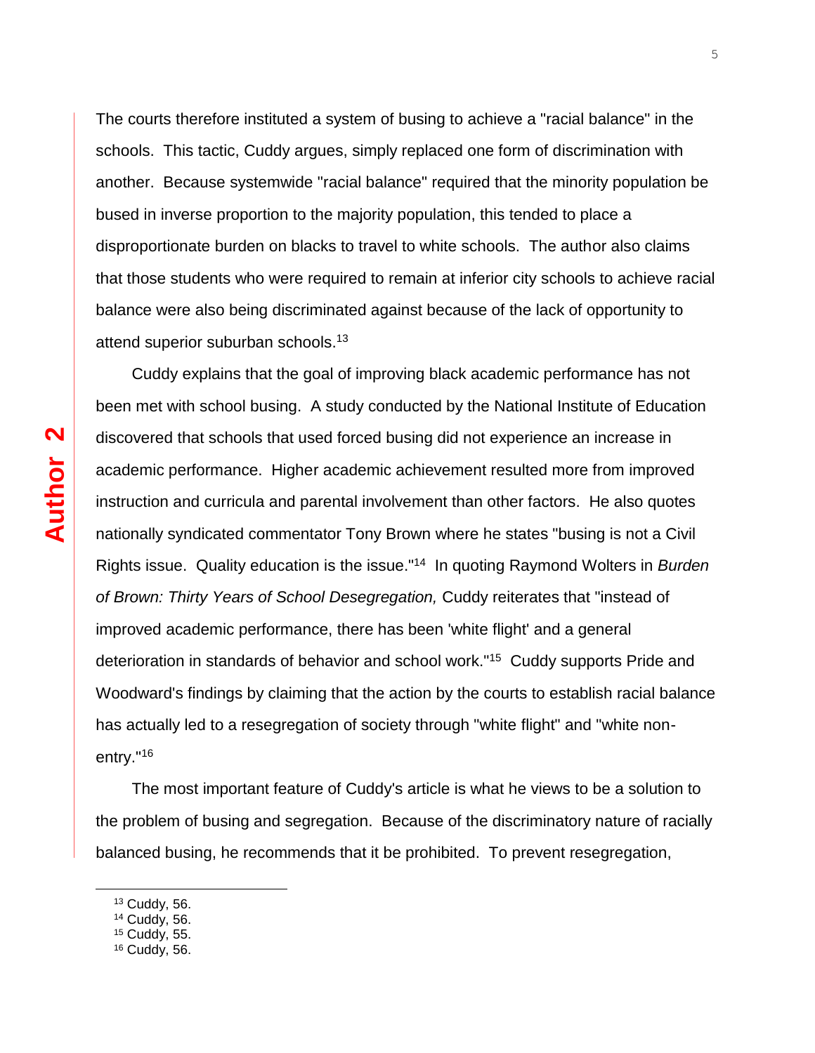The courts therefore instituted a system of busing to achieve a "racial balance" in the schools. This tactic, Cuddy argues, simply replaced one form of discrimination with another. Because systemwide "racial balance" required that the minority population be bused in inverse proportion to the majority population, this tended to place a disproportionate burden on blacks to travel to white schools. The author also claims that those students who were required to remain at inferior city schools to achieve racial balance were also being discriminated against because of the lack of opportunity to attend superior suburban schools.[13]

Cuddy explains that the goal of improving black academic performance has not been met with school busing. A study conducted by the National Institute of Education discovered that schools that used forced busing did not experience an increase in academic performance. Higher academic achievement resulted more from improved instruction and curricula and parental involvement than other factors. He also quotes nationally syndicated commentator Tony Brown where he states "busing is not a Civil Rights issue. Quality education is the issue."[14] In quoting Raymond Wolters in *Burden of Brown: Thirty Years of School Desegregation,* Cuddy reiterates that "instead of improved academic performance, there has been 'white flight' and a general deterioration in standards of behavior and school work."[15] Cuddy supports Pride and Woodward's findings by claiming that the action by the courts to establish racial balance has actually led to a resegregation of society through "white flight" and "white non-entry."[16]

The most important feature of Cuddy's article is what he views to be a solution to the problem of busing and segregation. Because of the discriminatory nature of racially balanced busing, he recommends that it be prohibited. To prevent resegregation,

---

[13] Cuddy, 56.
[14] Cuddy, 56.
[15] Cuddy, 55.
[16] Cuddy, 56.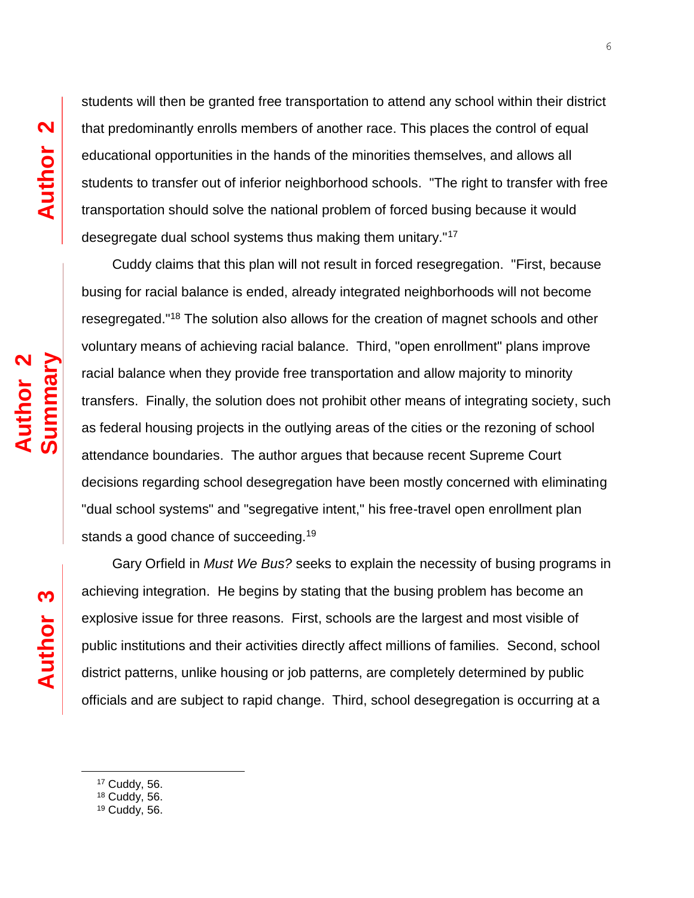students will then be granted free transportation to attend any school within their district that predominantly enrolls members of another race. This places the control of equal educational opportunities in the hands of the minorities themselves, and allows all students to transfer out of inferior neighborhood schools. "The right to transfer with free transportation should solve the national problem of forced busing because it would desegregate dual school systems thus making them unitary."[17]

Cuddy claims that this plan will not result in forced resegregation. "First, because busing for racial balance is ended, already integrated neighborhoods will not become resegregated."[18] The solution also allows for the creation of magnet schools and other voluntary means of achieving racial balance. Third, "open enrollment" plans improve racial balance when they provide free transportation and allow majority to minority transfers. Finally, the solution does not prohibit other means of integrating society, such as federal housing projects in the outlying areas of the cities or the rezoning of school attendance boundaries. The author argues that because recent Supreme Court decisions regarding school desegregation have been mostly concerned with eliminating "dual school systems" and "segregative intent," his free-travel open enrollment plan stands a good chance of succeeding.[19]

Gary Orfield in *Must We Bus?* seeks to explain the necessity of busing programs in achieving integration. He begins by stating that the busing problem has become an explosive issue for three reasons. First, schools are the largest and most visible of public institutions and their activities directly affect millions of families. Second, school district patterns, unlike housing or job patterns, are completely determined by public officials and are subject to rapid change. Third, school desegregation is occurring at a

---

[17] Cuddy, 56.
[18] Cuddy, 56.
[19] Cuddy, 56.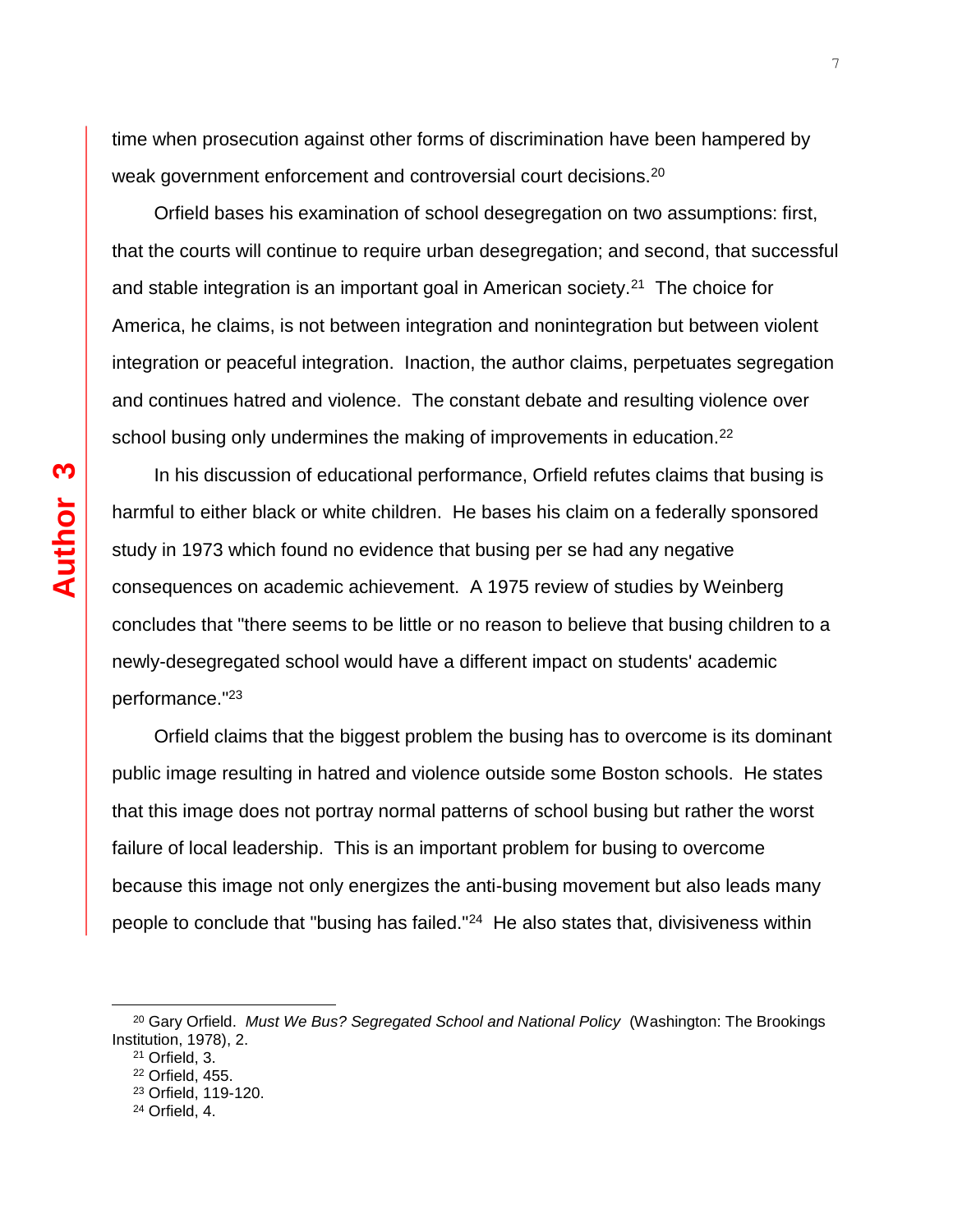time when prosecution against other forms of discrimination have been hampered by weak government enforcement and controversial court decisions.[20]

Orfield bases his examination of school desegregation on two assumptions: first, that the courts will continue to require urban desegregation; and second, that successful and stable integration is an important goal in American society.[21] The choice for America, he claims, is not between integration and nonintegration but between violent integration or peaceful integration. Inaction, the author claims, perpetuates segregation and continues hatred and violence. The constant debate and resulting violence over school busing only undermines the making of improvements in education.[22]

In his discussion of educational performance, Orfield refutes claims that busing is harmful to either black or white children. He bases his claim on a federally sponsored study in 1973 which found no evidence that busing per se had any negative consequences on academic achievement. A 1975 review of studies by Weinberg concludes that "there seems to be little or no reason to believe that busing children to a newly-desegregated school would have a different impact on students' academic performance."[23]

Orfield claims that the biggest problem the busing has to overcome is its dominant public image resulting in hatred and violence outside some Boston schools. He states that this image does not portray normal patterns of school busing but rather the worst failure of local leadership. This is an important problem for busing to overcome because this image not only energizes the anti-busing movement but also leads many people to conclude that "busing has failed."[24] He also states that, divisiveness within

---

[20] Gary Orfield. *Must We Bus? Segregated School and National Policy* (Washington: The Brookings Institution, 1978), 2.

[21] Orfield, 3.

[22] Orfield, 455.

[23] Orfield, 119-120.

[24] Orfield, 4.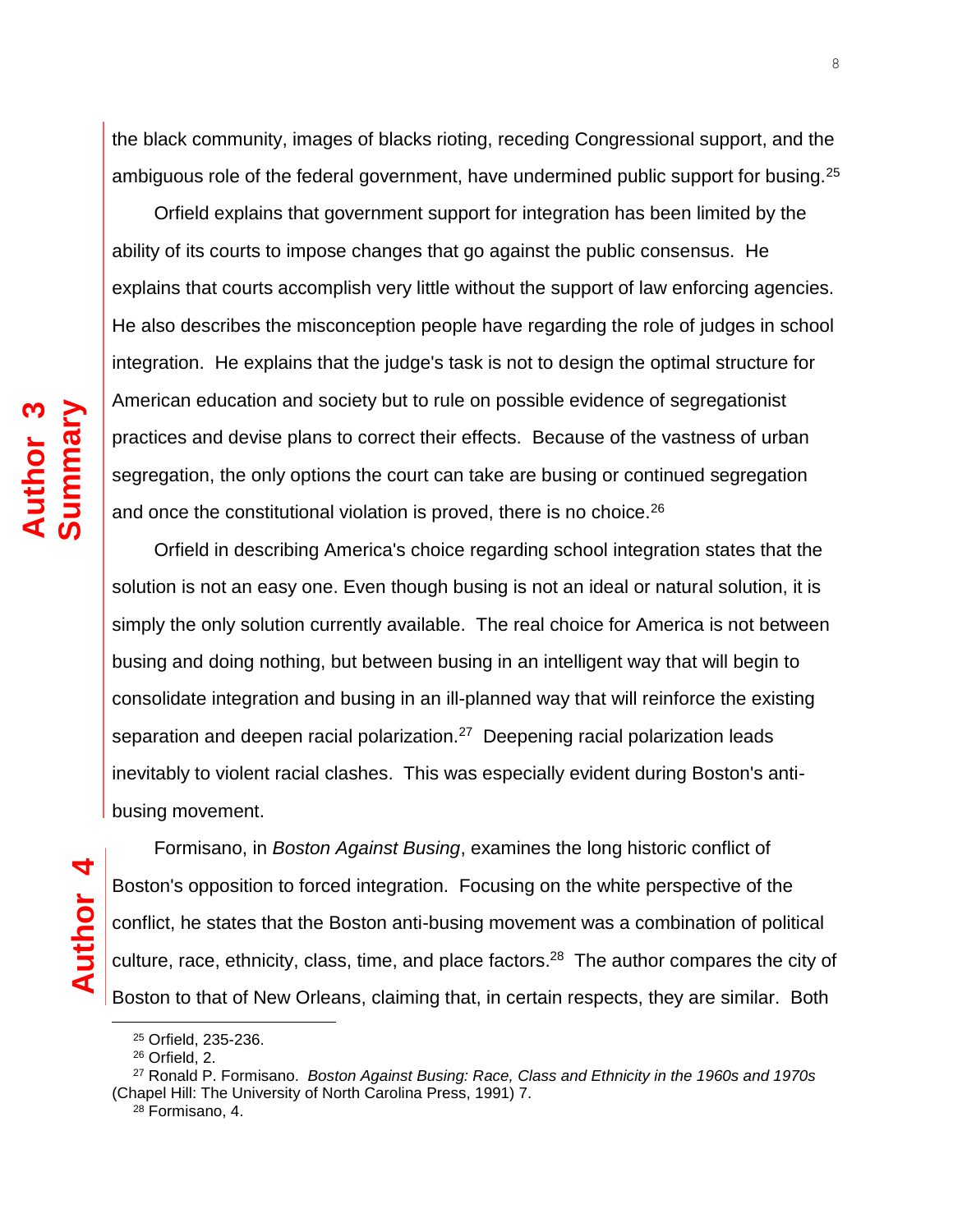the black community, images of blacks rioting, receding Congressional support, and the ambiguous role of the federal government, have undermined public support for busing.[25]

Orfield explains that government support for integration has been limited by the ability of its courts to impose changes that go against the public consensus. He explains that courts accomplish very little without the support of law enforcing agencies. He also describes the misconception people have regarding the role of judges in school integration. He explains that the judge's task is not to design the optimal structure for American education and society but to rule on possible evidence of segregationist practices and devise plans to correct their effects. Because of the vastness of urban segregation, the only options the court can take are busing or continued segregation and once the constitutional violation is proved, there is no choice.[26]

Orfield in describing America's choice regarding school integration states that the solution is not an easy one. Even though busing is not an ideal or natural solution, it is simply the only solution currently available. The real choice for America is not between busing and doing nothing, but between busing in an intelligent way that will begin to consolidate integration and busing in an ill-planned way that will reinforce the existing separation and deepen racial polarization.[27] Deepening racial polarization leads inevitably to violent racial clashes. This was especially evident during Boston's anti-busing movement.

Formisano, in *Boston Against Busing*, examines the long historic conflict of Boston's opposition to forced integration. Focusing on the white perspective of the conflict, he states that the Boston anti-busing movement was a combination of political culture, race, ethnicity, class, time, and place factors.[28] The author compares the city of Boston to that of New Orleans, claiming that, in certain respects, they are similar. Both

---

[25] Orfield, 235-236.

[26] Orfield, 2.

[27] Ronald P. Formisano. *Boston Against Busing: Race, Class and Ethnicity in the 1960s and 1970s* (Chapel Hill: The University of North Carolina Press, 1991) 7.

[28] Formisano, 4.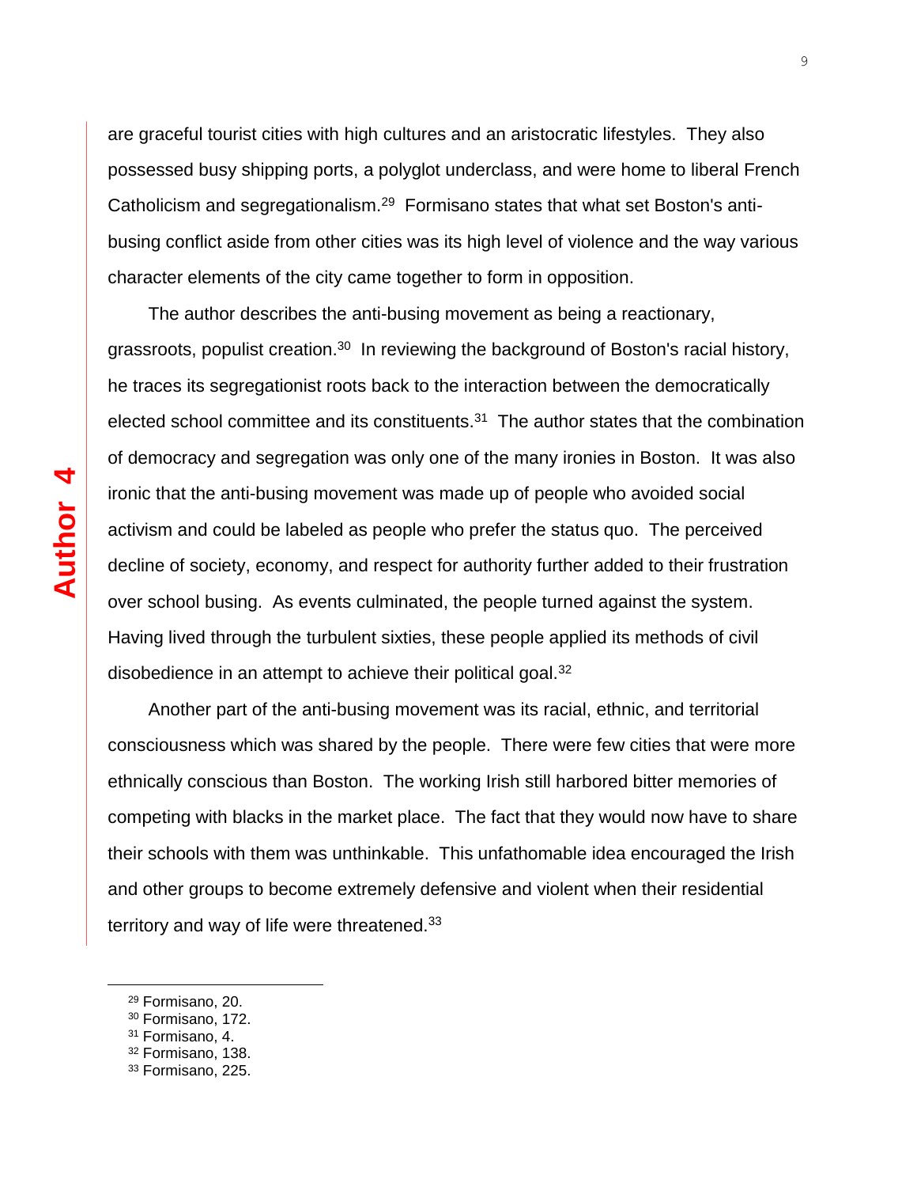are graceful tourist cities with high cultures and an aristocratic lifestyles. They also possessed busy shipping ports, a polyglot underclass, and were home to liberal French Catholicism and segregationalism.[29] Formisano states that what set Boston's anti-busing conflict aside from other cities was its high level of violence and the way various character elements of the city came together to form in opposition.

The author describes the anti-busing movement as being a reactionary, grassroots, populist creation.[30] In reviewing the background of Boston's racial history, he traces its segregationist roots back to the interaction between the democratically elected school committee and its constituents.[31] The author states that the combination of democracy and segregation was only one of the many ironies in Boston. It was also ironic that the anti-busing movement was made up of people who avoided social activism and could be labeled as people who prefer the status quo. The perceived decline of society, economy, and respect for authority further added to their frustration over school busing. As events culminated, the people turned against the system. Having lived through the turbulent sixties, these people applied its methods of civil disobedience in an attempt to achieve their political goal.[32]

Another part of the anti-busing movement was its racial, ethnic, and territorial consciousness which was shared by the people. There were few cities that were more ethnically conscious than Boston. The working Irish still harbored bitter memories of competing with blacks in the market place. The fact that they would now have to share their schools with them was unthinkable. This unfathomable idea encouraged the Irish and other groups to become extremely defensive and violent when their residential territory and way of life were threatened.[33]

---

[29] Formisano, 20.
[30] Formisano, 172.
[31] Formisano, 4.
[32] Formisano, 138.
[33] Formisano, 225.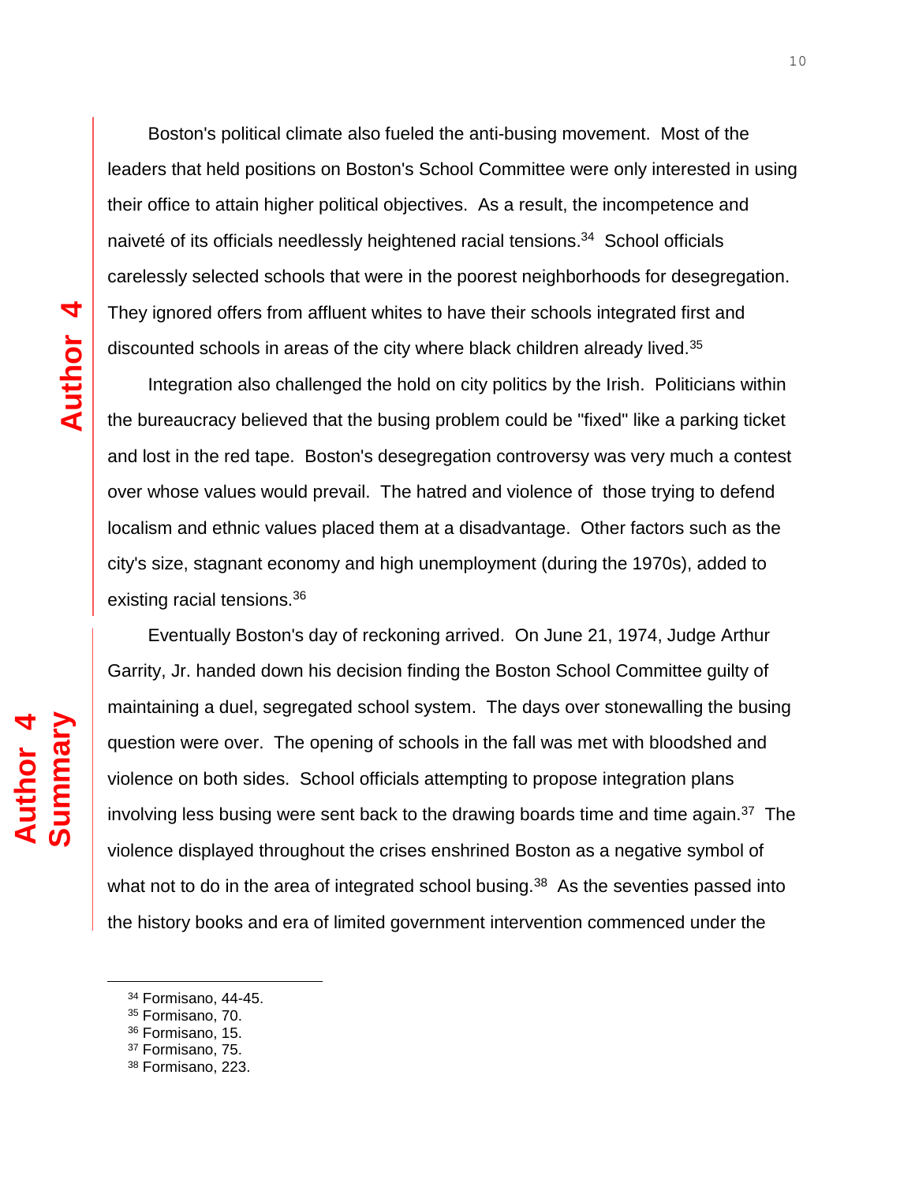Boston's political climate also fueled the anti-busing movement. Most of the leaders that held positions on Boston's School Committee were only interested in using their office to attain higher political objectives. As a result, the incompetence and naiveté of its officials needlessly heightened racial tensions.[34] School officials carelessly selected schools that were in the poorest neighborhoods for desegregation. They ignored offers from affluent whites to have their schools integrated first and discounted schools in areas of the city where black children already lived.[35]

Integration also challenged the hold on city politics by the Irish. Politicians within the bureaucracy believed that the busing problem could be "fixed" like a parking ticket and lost in the red tape. Boston's desegregation controversy was very much a contest over whose values would prevail. The hatred and violence of those trying to defend localism and ethnic values placed them at a disadvantage. Other factors such as the city's size, stagnant economy and high unemployment (during the 1970s), added to existing racial tensions.[36]

Eventually Boston's day of reckoning arrived. On June 21, 1974, Judge Arthur Garrity, Jr. handed down his decision finding the Boston School Committee guilty of maintaining a duel, segregated school system. The days over stonewalling the busing question were over. The opening of schools in the fall was met with bloodshed and violence on both sides. School officials attempting to propose integration plans involving less busing were sent back to the drawing boards time and time again.[37] The violence displayed throughout the crises enshrined Boston as a negative symbol of what not to do in the area of integrated school busing.[38] As the seventies passed into the history books and era of limited government intervention commenced under the

---

[34] Formisano, 44-45.
[35] Formisano, 70.
[36] Formisano, 15.
[37] Formisano, 75.
[38] Formisano, 223.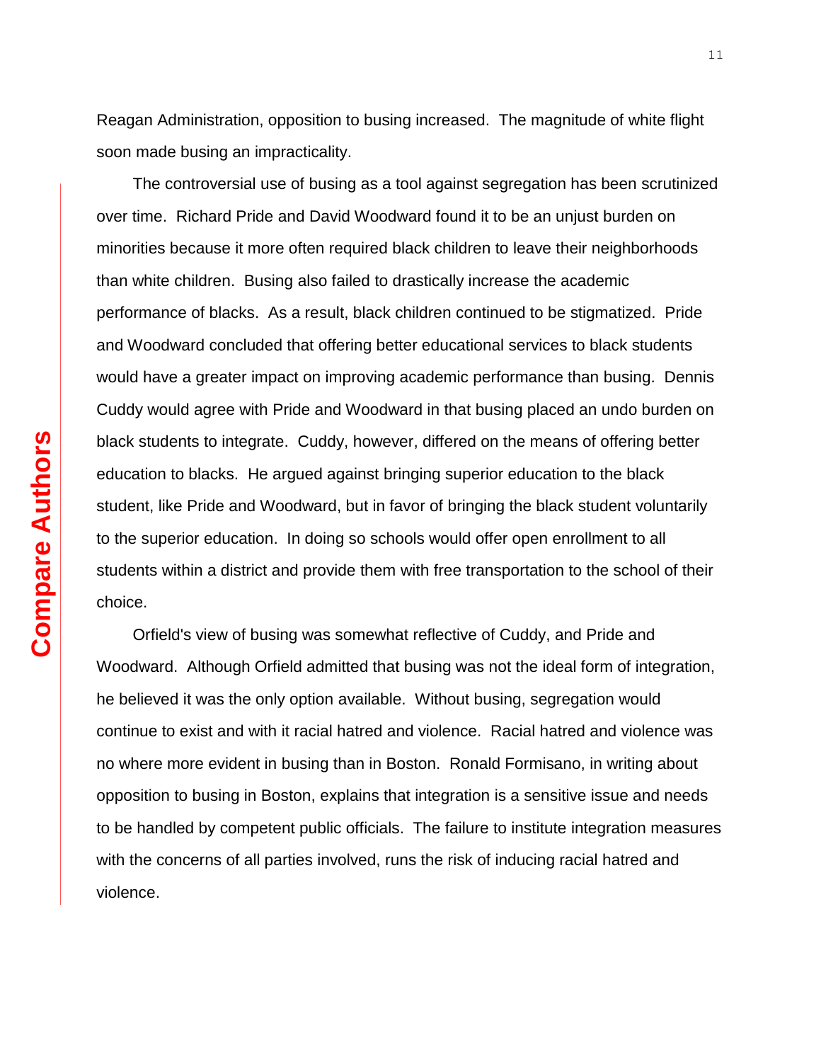Reagan Administration, opposition to busing increased. The magnitude of white flight soon made busing an impracticality.

The controversial use of busing as a tool against segregation has been scrutinized over time. Richard Pride and David Woodward found it to be an unjust burden on minorities because it more often required black children to leave their neighborhoods than white children. Busing also failed to drastically increase the academic performance of blacks. As a result, black children continued to be stigmatized. Pride and Woodward concluded that offering better educational services to black students would have a greater impact on improving academic performance than busing. Dennis Cuddy would agree with Pride and Woodward in that busing placed an undo burden on black students to integrate. Cuddy, however, differed on the means of offering better education to blacks. He argued against bringing superior education to the black student, like Pride and Woodward, but in favor of bringing the black student voluntarily to the superior education. In doing so schools would offer open enrollment to all students within a district and provide them with free transportation to the school of their choice.

Orfield's view of busing was somewhat reflective of Cuddy, and Pride and Woodward. Although Orfield admitted that busing was not the ideal form of integration, he believed it was the only option available. Without busing, segregation would continue to exist and with it racial hatred and violence. Racial hatred and violence was no where more evident in busing than in Boston. Ronald Formisano, in writing about opposition to busing in Boston, explains that integration is a sensitive issue and needs to be handled by competent public officials. The failure to institute integration measures with the concerns of all parties involved, runs the risk of inducing racial hatred and violence.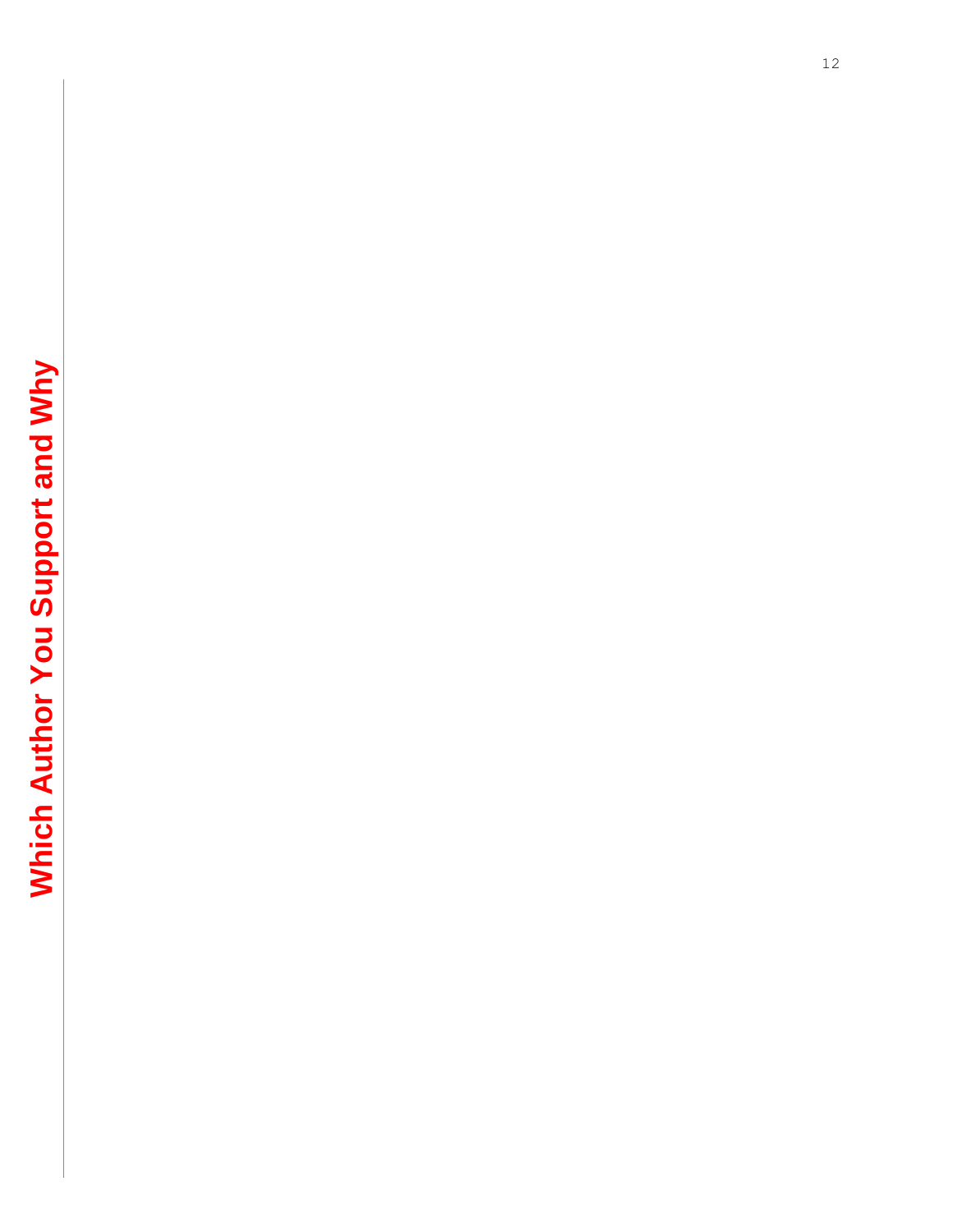# Which Author You Support and Why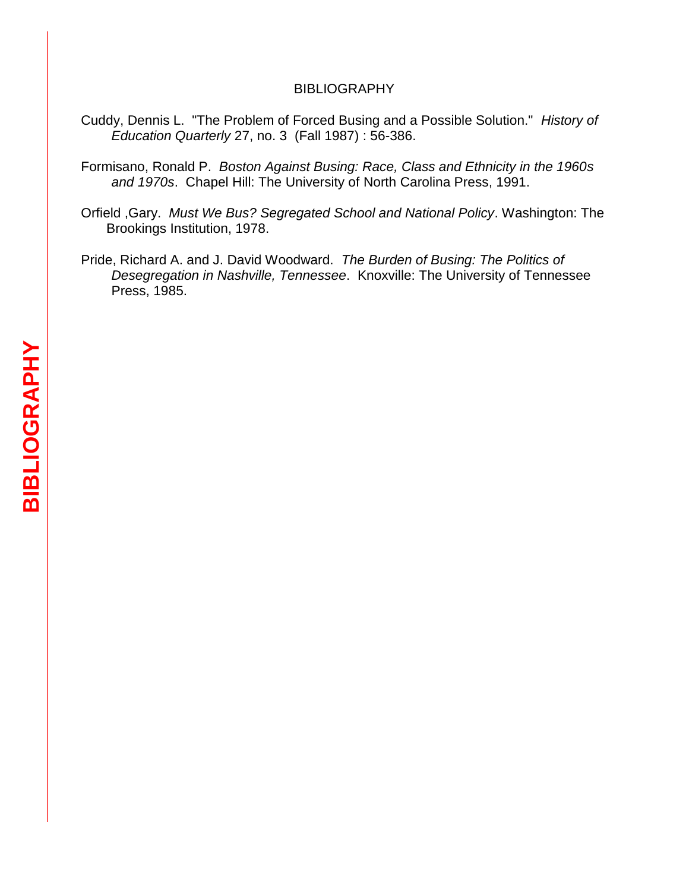# BIBLIOGRAPHY

Cuddy, Dennis L. "The Problem of Forced Busing and a Possible Solution." *History of Education Quarterly* 27, no. 3 (Fall 1987) : 56-386.

Formisano, Ronald P. *Boston Against Busing: Race, Class and Ethnicity in the 1960s and 1970s*. Chapel Hill: The University of North Carolina Press, 1991.

Orfield ,Gary. *Must We Bus? Segregated School and National Policy*. Washington: The Brookings Institution, 1978.

Pride, Richard A. and J. David Woodward. *The Burden of Busing: The Politics of Desegregation in Nashville, Tennessee*. Knoxville: The University of Tennessee Press, 1985.